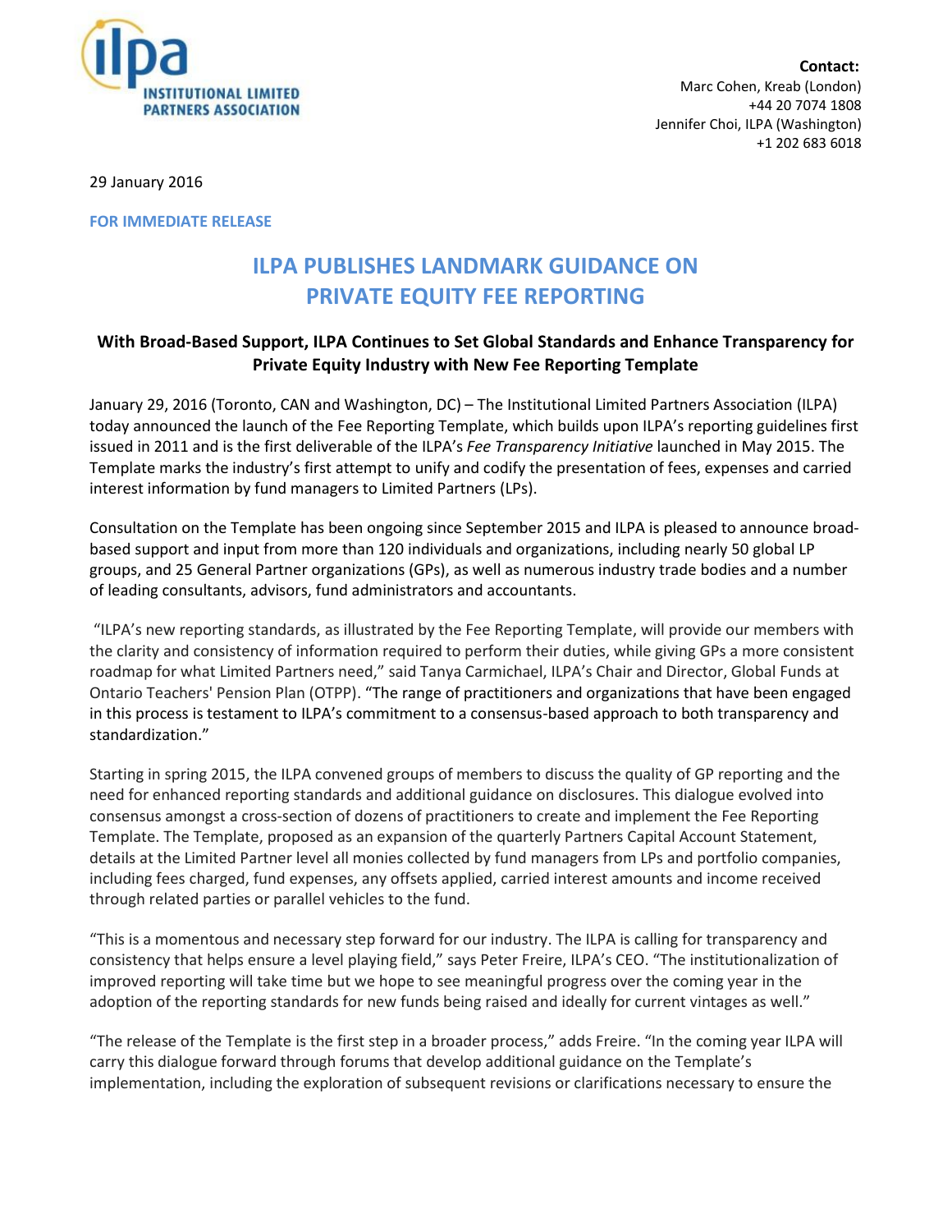ilpa
INSTITUTIONAL LIMITED PARTNERS ASSOCIATION

**Contact:**
Marc Cohen, Kreab (London)
+44 20 7074 1808
Jennifer Choi, ILPA (Washington)
+1 202 683 6018

29 January 2016

**FOR IMMEDIATE RELEASE**

# ILPA PUBLISHES LANDMARK GUIDANCE ON PRIVATE EQUITY FEE REPORTING

## With Broad-Based Support, ILPA Continues to Set Global Standards and Enhance Transparency for Private Equity Industry with New Fee Reporting Template

January 29, 2016 (Toronto, CAN and Washington, DC) – The Institutional Limited Partners Association (ILPA) today announced the launch of the Fee Reporting Template, which builds upon ILPA's reporting guidelines first issued in 2011 and is the first deliverable of the ILPA's *Fee Transparency Initiative* launched in May 2015. The Template marks the industry's first attempt to unify and codify the presentation of fees, expenses and carried interest information by fund managers to Limited Partners (LPs).

Consultation on the Template has been ongoing since September 2015 and ILPA is pleased to announce broad-based support and input from more than 120 individuals and organizations, including nearly 50 global LP groups, and 25 General Partner organizations (GPs), as well as numerous industry trade bodies and a number of leading consultants, advisors, fund administrators and accountants.

"ILPA's new reporting standards, as illustrated by the Fee Reporting Template, will provide our members with the clarity and consistency of information required to perform their duties, while giving GPs a more consistent roadmap for what Limited Partners need," said Tanya Carmichael, ILPA's Chair and Director, Global Funds at Ontario Teachers' Pension Plan (OTPP). "The range of practitioners and organizations that have been engaged in this process is testament to ILPA's commitment to a consensus-based approach to both transparency and standardization."

Starting in spring 2015, the ILPA convened groups of members to discuss the quality of GP reporting and the need for enhanced reporting standards and additional guidance on disclosures. This dialogue evolved into consensus amongst a cross-section of dozens of practitioners to create and implement the Fee Reporting Template. The Template, proposed as an expansion of the quarterly Partners Capital Account Statement, details at the Limited Partner level all monies collected by fund managers from LPs and portfolio companies, including fees charged, fund expenses, any offsets applied, carried interest amounts and income received through related parties or parallel vehicles to the fund.

"This is a momentous and necessary step forward for our industry. The ILPA is calling for transparency and consistency that helps ensure a level playing field," says Peter Freire, ILPA's CEO. "The institutionalization of improved reporting will take time but we hope to see meaningful progress over the coming year in the adoption of the reporting standards for new funds being raised and ideally for current vintages as well."

"The release of the Template is the first step in a broader process," adds Freire. "In the coming year ILPA will carry this dialogue forward through forums that develop additional guidance on the Template's implementation, including the exploration of subsequent revisions or clarifications necessary to ensure the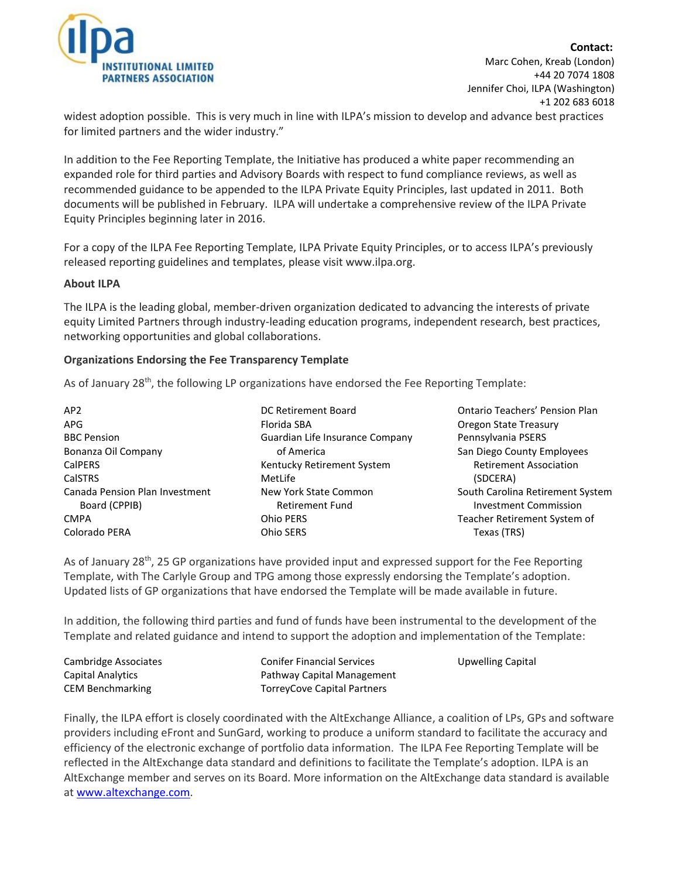widest adoption possible. This is very much in line with ILPA's mission to develop and advance best practices for limited partners and the wider industry."

In addition to the Fee Reporting Template, the Initiative has produced a white paper recommending an expanded role for third parties and Advisory Boards with respect to fund compliance reviews, as well as recommended guidance to be appended to the ILPA Private Equity Principles, last updated in 2011. Both documents will be published in February. ILPA will undertake a comprehensive review of the ILPA Private Equity Principles beginning later in 2016.

For a copy of the ILPA Fee Reporting Template, ILPA Private Equity Principles, or to access ILPA's previously released reporting guidelines and templates, please visit www.ilpa.org.

**About ILPA**

The ILPA is the leading global, member-driven organization dedicated to advancing the interests of private equity Limited Partners through industry-leading education programs, independent research, best practices, networking opportunities and global collaborations.

**Organizations Endorsing the Fee Transparency Template**

As of January 28th, the following LP organizations have endorsed the Fee Reporting Template:

- AP2
- APG
- BBC Pension
- Bonanza Oil Company
- CalPERS
- CalSTRS
- Canada Pension Plan Investment Board (CPPIB)
- CMPA
- Colorado PERA
- DC Retirement Board
- Florida SBA
- Guardian Life Insurance Company of America
- Kentucky Retirement System
- MetLife
- New York State Common Retirement Fund
- Ohio PERS
- Ohio SERS
- Ontario Teachers' Pension Plan
- Oregon State Treasury
- Pennsylvania PSERS
- San Diego County Employees Retirement Association (SDCERA)
- South Carolina Retirement System Investment Commission
- Teacher Retirement System of Texas (TRS)

As of January 28th, 25 GP organizations have provided input and expressed support for the Fee Reporting Template, with The Carlyle Group and TPG among those expressly endorsing the Template's adoption. Updated lists of GP organizations that have endorsed the Template will be made available in future.

In addition, the following third parties and fund of funds have been instrumental to the development of the Template and related guidance and intend to support the adoption and implementation of the Template:

- Cambridge Associates
- Capital Analytics
- CEM Benchmarking
- Conifer Financial Services
- Pathway Capital Management
- TorreyCove Capital Partners
- Upwelling Capital

Finally, the ILPA effort is closely coordinated with the AltExchange Alliance, a coalition of LPs, GPs and software providers including eFront and SunGard, working to produce a uniform standard to facilitate the accuracy and efficiency of the electronic exchange of portfolio data information. The ILPA Fee Reporting Template will be reflected in the AltExchange data standard and definitions to facilitate the Template's adoption. ILPA is an AltExchange member and serves on its Board. More information on the AltExchange data standard is available at www.altexchange.com.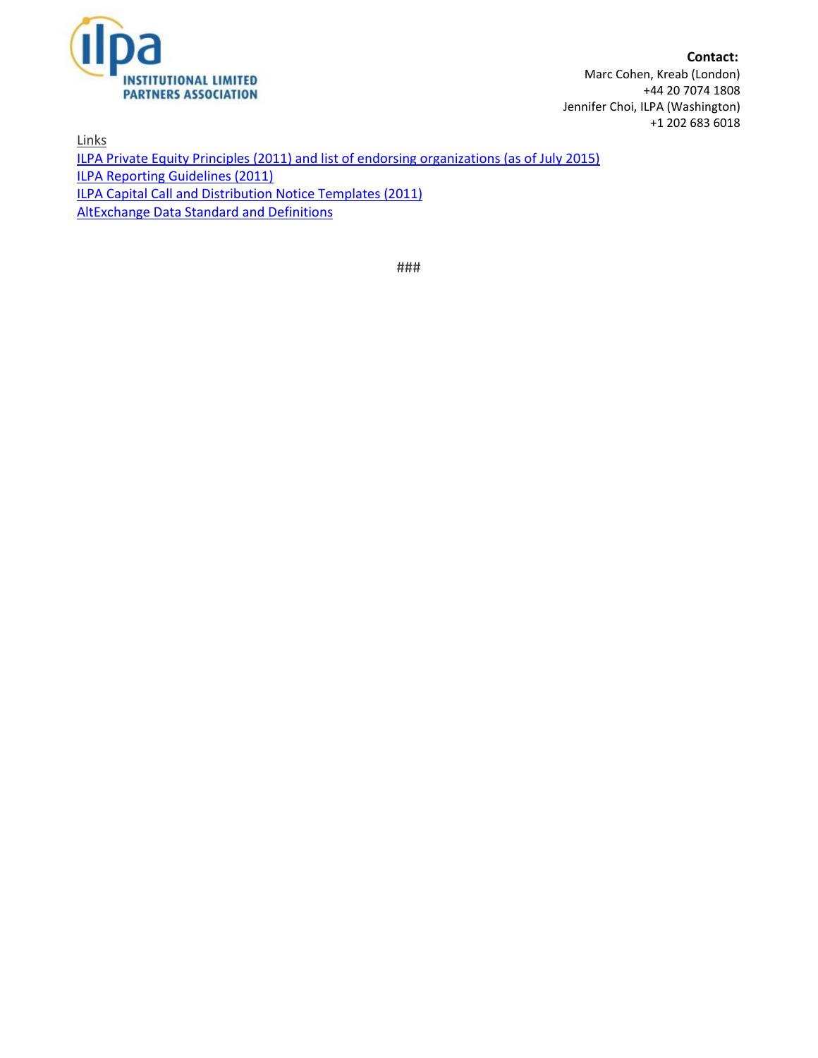**Contact:**
Marc Cohen, Kreab (London)
+44 20 7074 1808
Jennifer Choi, ILPA (Washington)
+1 202 683 6018

Links
ILPA Private Equity Principles (2011) and list of endorsing organizations (as of July 2015)
ILPA Reporting Guidelines (2011)
ILPA Capital Call and Distribution Notice Templates (2011)
AltExchange Data Standard and Definitions

###